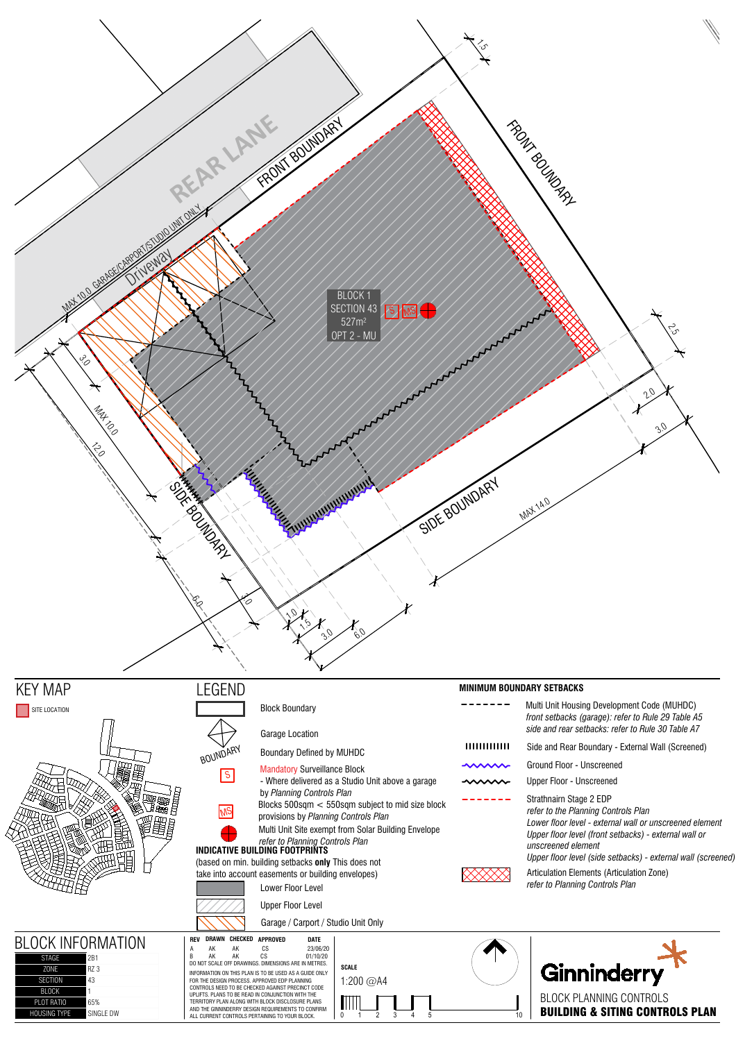REAR LANE

FRONT BOUNDARY

FRONT BOUNDARY

MAX 10.0 GARAGE/CARPORT/STUDIO UNIT ONLY

Driveway

BLOCK 1
SECTION 43
527m²
OPT 2 - MU

SIDE BOUNDARY

SIDE BOUNDARY

MAX 10.0

MAX 14.0

1.5 2.5 2.0 3.0 3.0 12.0 6.0 1.0 1.0 1.5 3.0 6.0

## KEY MAP

SITE LOCATION

## LEGEND

- Block Boundary
- Garage Location
- BOUNDARY — Boundary Defined by MUHDC
- S — Mandatory Surveillance Block - Where delivered as a Studio Unit above a garage by *Planning Controls Plan*
- MS — Blocks 500sqm < 550sqm subject to mid size block provisions by *Planning Controls Plan*
- Multi Unit Site exempt from Solar Building Envelope *refer to Planning Controls Plan*

**INDICATIVE BUILDING FOOTPRINTS**

(based on min. building setbacks **only** This does not take into account easements or building envelopes)

- Lower Floor Level
- Upper Floor Level
- Garage / Carport / Studio Unit Only

**MINIMUM BOUNDARY SETBACKS**

- Multi Unit Housing Development Code (MUHDC) *front setbacks (garage): refer to Rule 29 Table A5* *side and rear setbacks: refer to Rule 30 Table A7*
- Side and Rear Boundary - External Wall (Screened)
- Ground Floor - Unscreened
- Upper Floor - Unscreened
- Strathnairn Stage 2 EDP *refer to the Planning Controls Plan* *Lower floor level - external wall or unscreened element* *Upper floor level (front setbacks) - external wall or unscreened element* *Upper floor level (side setbacks) - external wall (screened)*
- Articulation Elements (Articulation Zone) *refer to Planning Controls Plan*

## BLOCK INFORMATION

| | |
|---|---|
| STAGE | 2B1 |
| ZONE | RZ 3 |
| SECTION | 43 |
| BLOCK | 1 |
| PLOT RATIO | 65% |
| HOUSING TYPE | SINGLE DW |

| REV | DRAWN | CHECKED | APPROVED | DATE |
|---|---|---|---|---|
| A | AK | AK | CS | 23/06/20 |
| B | AK | AK | CS | 01/10/20 |

DO NOT SCALE OFF DRAWINGS. DIMENSIONS ARE IN METRES.

INFORMATION ON THIS PLAN IS TO BE USED AS A GUIDE ONLY FOR THE DESIGN PROCESS. APPROVED EDP PLANNING CONTROLS NEED TO BE CHECKED AGAINST PRECINCT CODE UPLIFTS. PLANS TO BE READ IN CONJUNCTION WITH THE TERRITORY PLAN ALONG WITH BLOCK DISCLOSURE PLANS AND THE GINNINDERRY DESIGN REQUIREMENTS TO CONFIRM ALL CURRENT CONTROLS PERTAINING TO YOUR BLOCK.

**SCALE**

1:200 @A4

0 1 2 3 4 5 10

Ginninderry

BLOCK PLANNING CONTROLS

**BUILDING & SITING CONTROLS PLAN**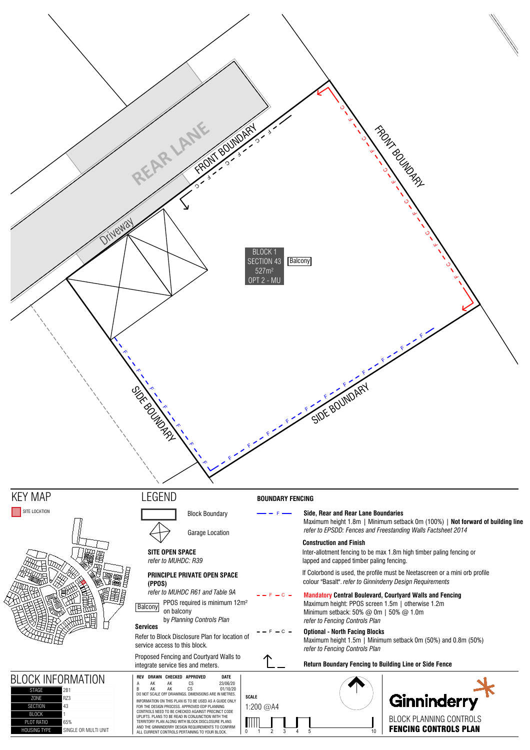REAR LANE

Driveway

FRONT BOUNDARY

FRONT BOUNDARY

BLOCK 1
SECTION 43
527m²
OPT 2 - MU

Balcony

SIDE BOUNDARY

SIDE BOUNDARY

# KEY MAP

SITE LOCATION

# LEGEND

Block Boundary

Garage Location

**SITE OPEN SPACE**
*refer to MUHDC: R39*

**PRINCIPLE PRIVATE OPEN SPACE (PPOS)**
*refer to MUHDC R61 and Table 9A*

Balcony — PPOS required is minimum 12m² on balcony by *Planning Controls Plan*

**Services**

Refer to Block Disclosure Plan for location of service access to this block.

Proposed Fencing and Courtyard Walls to integrate service ties and meters.

**BOUNDARY FENCING**

**Side, Rear and Rear Lane Boundaries**
Maximum height 1.8m | Minimum setback 0m (100%) | **Not forward of building line**
*refer to EPSDD: Fences and Freestanding Walls Factsheet 2014*

**Construction and Finish**
Inter-allotment fencing to be max 1.8m high timber paling fencing or lapped and capped timber paling fencing.

If Colorbond is used, the profile must be Neetascreen or a mini orb profile colour "Basalt". *refer to Ginninderry Design Requirements*

**Mandatory Central Boulevard, Courtyard Walls and Fencing**
Maximum height: PPOS screen 1.5m | otherwise 1.2m
Minimum setback: 50% @ 0m | 50% @ 1.0m
*refer to Fencing Controls Plan*

**Optional - North Facing Blocks**
Maximum height 1.5m | Minimum setback 0m (50%) and 0.8m (50%)
*refer to Fencing Controls Plan*

**Return Boundary Fencing to Building Line or Side Fence**

# BLOCK INFORMATION

| | |
|---|---|
| STAGE | 2B1 |
| ZONE | RZ3 |
| SECTION | 43 |
| BLOCK | 1 |
| PLOT RATIO | 65% |
| HOUSING TYPE | SINGLE OR MULTI UNIT |

| REV | DRAWN | CHECKED | APPROVED | DATE |
|---|---|---|---|---|
| A | AK | AK | CS | 23/06/20 |
| B | AK | AK | CS | 01/10/20 |

DO NOT SCALE OFF DRAWINGS. DIMENSIONS ARE IN METRES.

INFORMATION ON THIS PLAN IS TO BE USED AS A GUIDE ONLY FOR THE DESIGN PROCESS. APPROVED EDP PLANNING CONTROLS NEED TO BE CHECKED AGAINST PRECINCT CODE UPLIFTS. PLANS TO BE READ IN CONJUNCTION WITH THE TERRITORY PLAN ALONG WITH BLOCK DISCLOSURE PLANS AND THE GINNINDERRY DESIGN REQUIREMENTS TO CONFIRM ALL CURRENT CONTROLS PERTAINING TO YOUR BLOCK.

**SCALE**
1:200 @A4

0 1 2 3 4 5 10

Ginninderry

BLOCK PLANNING CONTROLS
**FENCING CONTROLS PLAN**